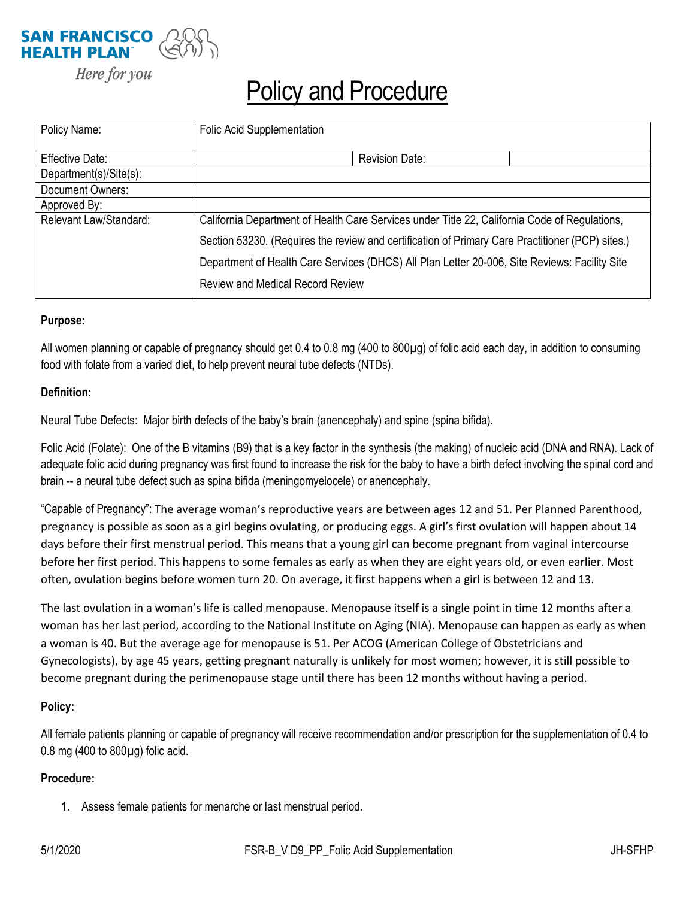**SAN FRANCISCO HEALTH PLAN**

*Here for you*

# Policy and Procedure

| Policy Name: | Folic Acid Supplementation | | |
|---|---|---|---|
| Effective Date: | | Revision Date: | |
| Department(s)/Site(s): | | | |
| Document Owners: | | | |
| Approved By: | | | |
| Relevant Law/Standard: | California Department of Health Care Services under Title 22, California Code of Regulations, Section 53230. (Requires the review and certification of Primary Care Practitioner (PCP) sites.) Department of Health Care Services (DHCS) All Plan Letter 20-006, Site Reviews: Facility Site Review and Medical Record Review | | |

**Purpose:**

All women planning or capable of pregnancy should get 0.4 to 0.8 mg (400 to 800µg) of folic acid each day, in addition to consuming food with folate from a varied diet, to help prevent neural tube defects (NTDs).

**Definition:**

Neural Tube Defects: Major birth defects of the baby's brain (anencephaly) and spine (spina bifida).

Folic Acid (Folate): One of the B vitamins (B9) that is a key factor in the synthesis (the making) of nucleic acid (DNA and RNA). Lack of adequate folic acid during pregnancy was first found to increase the risk for the baby to have a birth defect involving the spinal cord and brain -- a neural tube defect such as spina bifida (meningomyelocele) or anencephaly.

"Capable of Pregnancy": The average woman's reproductive years are between ages 12 and 51. Per Planned Parenthood, pregnancy is possible as soon as a girl begins ovulating, or producing eggs. A girl's first ovulation will happen about 14 days before their first menstrual period. This means that a young girl can become pregnant from vaginal intercourse before her first period. This happens to some females as early as when they are eight years old, or even earlier. Most often, ovulation begins before women turn 20. On average, it first happens when a girl is between 12 and 13.

The last ovulation in a woman's life is called menopause. Menopause itself is a single point in time 12 months after a woman has her last period, according to the National Institute on Aging (NIA). Menopause can happen as early as when a woman is 40. But the average age for menopause is 51. Per ACOG (American College of Obstetricians and Gynecologists), by age 45 years, getting pregnant naturally is unlikely for most women; however, it is still possible to become pregnant during the perimenopause stage until there has been 12 months without having a period.

**Policy:**

All female patients planning or capable of pregnancy will receive recommendation and/or prescription for the supplementation of 0.4 to 0.8 mg (400 to 800µg) folic acid.

**Procedure:**

1. Assess female patients for menarche or last menstrual period.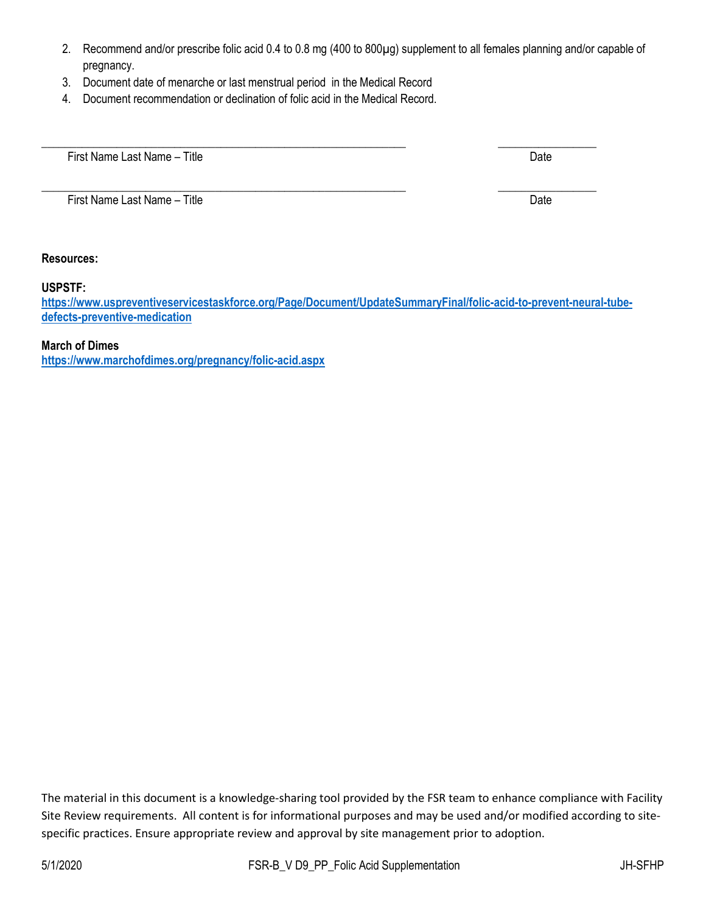2. Recommend and/or prescribe folic acid 0.4 to 0.8 mg (400 to 800µg) supplement to all females planning and/or capable of pregnancy.
3. Document date of menarche or last menstrual period in the Medical Record
4. Document recommendation or declination of folic acid in the Medical Record.

\_\_\_\_\_\_\_\_\_\_\_\_\_\_\_\_\_\_\_\_\_\_\_\_\_\_\_\_\_\_\_\_\_\_\_\_\_\_\_\_\_\_\_\_\_\_\_\_\_\_\_\_\_\_\_\_ \_\_\_\_\_\_\_\_\_\_\_\_\_\_\_\_

First Name Last Name – Title Date

\_\_\_\_\_\_\_\_\_\_\_\_\_\_\_\_\_\_\_\_\_\_\_\_\_\_\_\_\_\_\_\_\_\_\_\_\_\_\_\_\_\_\_\_\_\_\_\_\_\_\_\_\_\_\_\_ \_\_\_\_\_\_\_\_\_\_\_\_\_\_\_\_

First Name Last Name – Title Date

**Resources:**

**USPSTF:**
**https://www.uspreventiveservicestaskforce.org/Page/Document/UpdateSummaryFinal/folic-acid-to-prevent-neural-tube-defects-preventive-medication**

**March of Dimes**
**https://www.marchofdimes.org/pregnancy/folic-acid.aspx**

The material in this document is a knowledge-sharing tool provided by the FSR team to enhance compliance with Facility Site Review requirements. All content is for informational purposes and may be used and/or modified according to site-specific practices. Ensure appropriate review and approval by site management prior to adoption.

5/1/2020 FSR-B_V D9_PP_Folic Acid Supplementation JH-SFHP